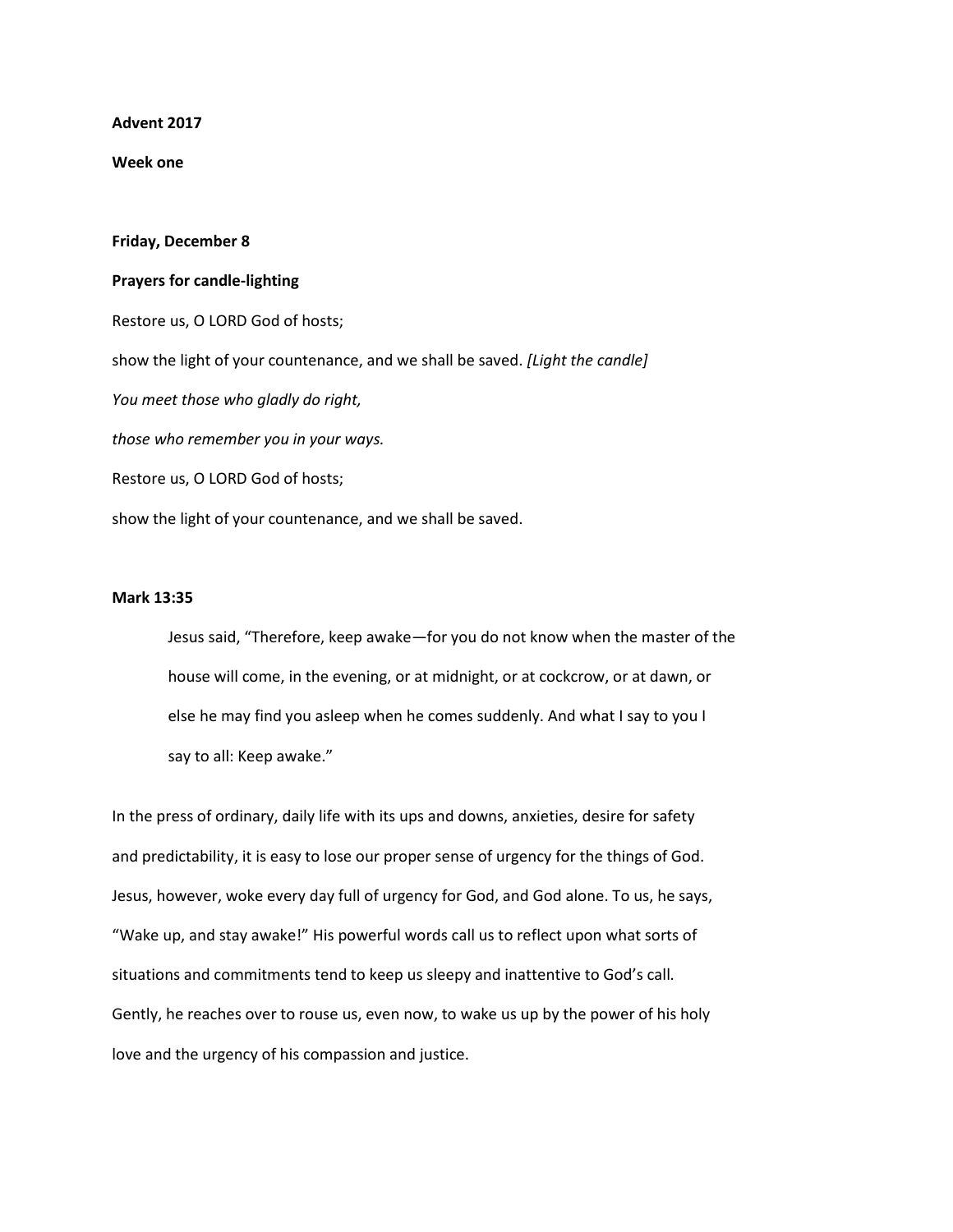**Advent 2017**

**Week one**

**Friday, December 8**

**Prayers for candle-lighting**

Restore us, O LORD God of hosts;

show the light of your countenance, and we shall be saved. *[Light the candle]*

*You meet those who gladly do right,*

*those who remember you in your ways.*

Restore us, O LORD God of hosts;

show the light of your countenance, and we shall be saved.

**Mark 13:35**

> Jesus said, "Therefore, keep awake—for you do not know when the master of the house will come, in the evening, or at midnight, or at cockcrow, or at dawn, or else he may find you asleep when he comes suddenly. And what I say to you I say to all: Keep awake."

In the press of ordinary, daily life with its ups and downs, anxieties, desire for safety and predictability, it is easy to lose our proper sense of urgency for the things of God. Jesus, however, woke every day full of urgency for God, and God alone. To us, he says, "Wake up, and stay awake!" His powerful words call us to reflect upon what sorts of situations and commitments tend to keep us sleepy and inattentive to God's call. Gently, he reaches over to rouse us, even now, to wake us up by the power of his holy love and the urgency of his compassion and justice.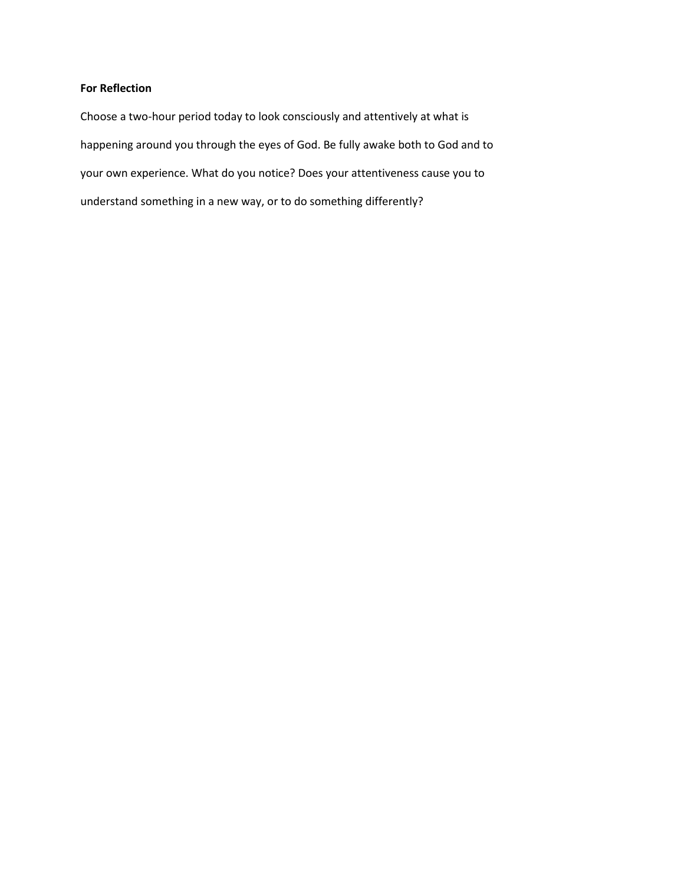**For Reflection**

Choose a two-hour period today to look consciously and attentively at what is happening around you through the eyes of God. Be fully awake both to God and to your own experience. What do you notice? Does your attentiveness cause you to understand something in a new way, or to do something differently?